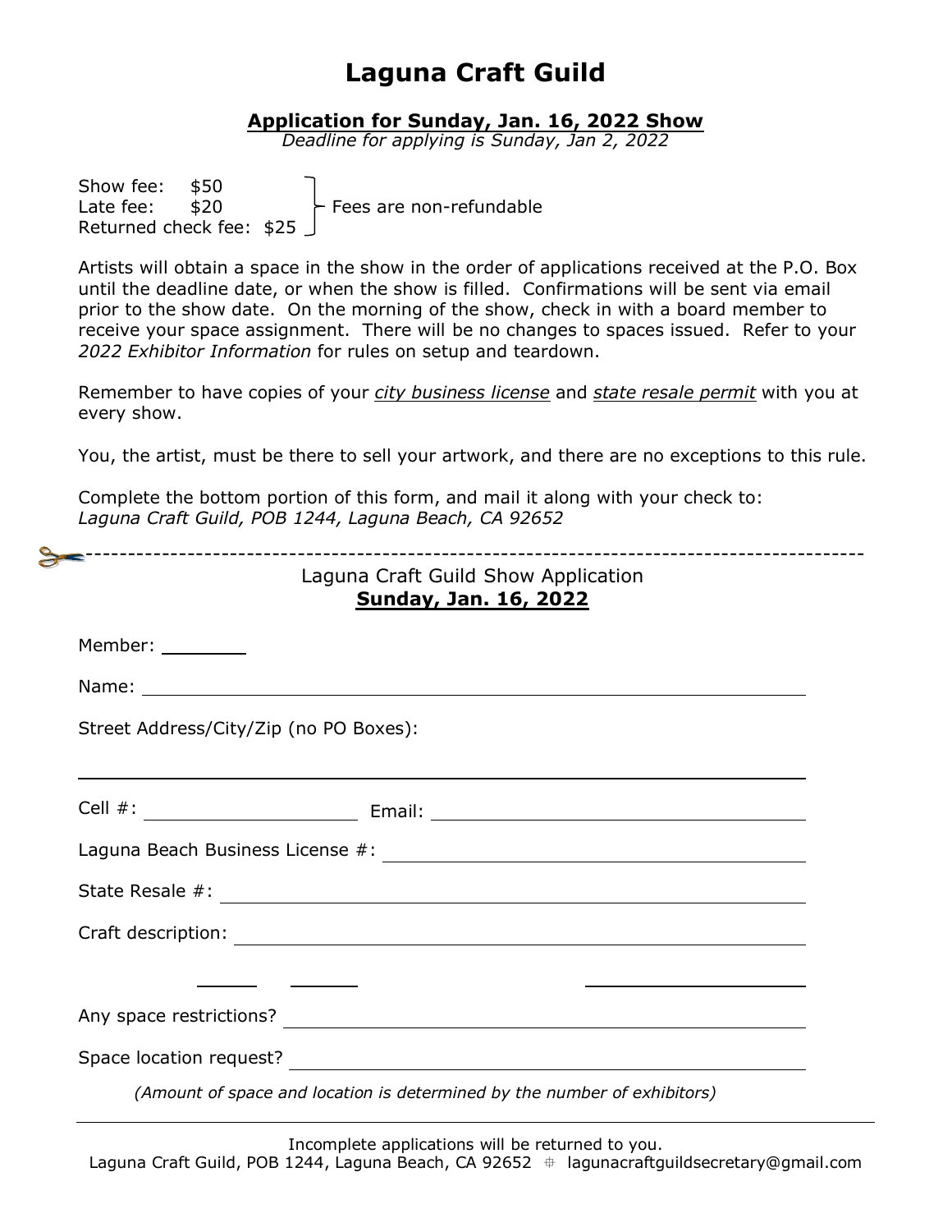# Laguna Craft Guild

## Application for Sunday, Jan. 16, 2022 Show

*Deadline for applying is Sunday, Jan 2, 2022*

Show fee: $50
Late fee: $20
Returned check fee: $25

Fees are non-refundable

Artists will obtain a space in the show in the order of applications received at the P.O. Box until the deadline date, or when the show is filled. Confirmations will be sent via email prior to the show date. On the morning of the show, check in with a board member to receive your space assignment. There will be no changes to spaces issued. Refer to your *2022 Exhibitor Information* for rules on setup and teardown.

Remember to have copies of your *city business license* and *state resale permit* with you at every show.

You, the artist, must be there to sell your artwork, and there are no exceptions to this rule.

Complete the bottom portion of this form, and mail it along with your check to:
*Laguna Craft Guild, POB 1244, Laguna Beach, CA 92652*

---

Laguna Craft Guild Show Application
**Sunday, Jan. 16, 2022**

Member: ________

Name: ____________________________________________

Street Address/City/Zip (no PO Boxes):

____________________________________________

Cell #: ____________________ Email: ____________________

Laguna Beach Business License #: ____________________

State Resale #: ____________________

Craft description: ____________________

______ ______ ____________________

Any space restrictions? ____________________

Space location request? ____________________

*(Amount of space and location is determined by the number of exhibitors)*

---

Incomplete applications will be returned to you.

Laguna Craft Guild, POB 1244, Laguna Beach, CA 92652 ⌖ lagunacraftguildsecretary@gmail.com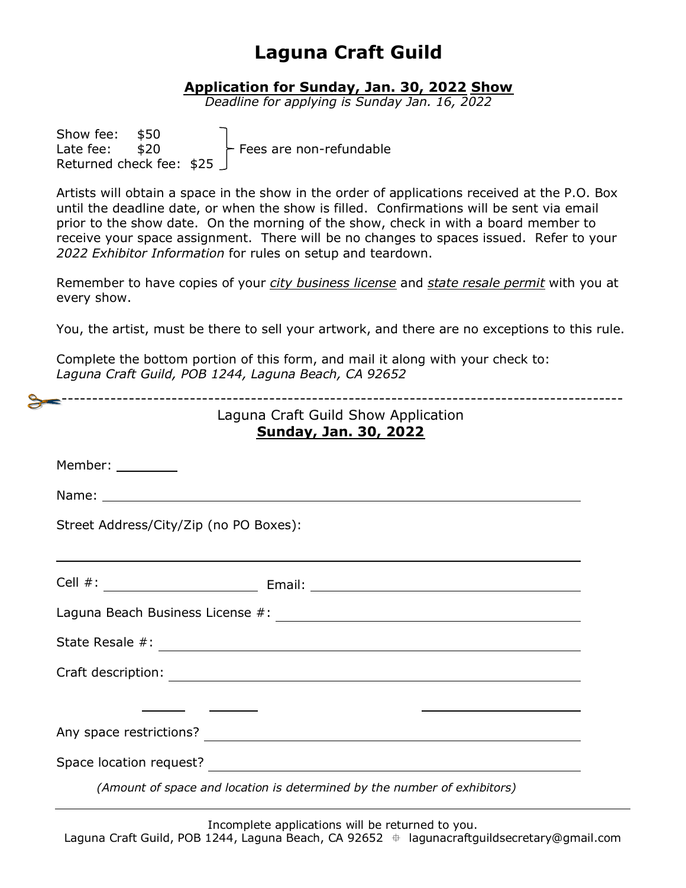# Laguna Craft Guild

## Application for Sunday, Jan. 30, 2022 Show

*Deadline for applying is Sunday Jan. 16, 2022*

Show fee: $50
Late fee: $20
Returned check fee: $25

Fees are non-refundable

Artists will obtain a space in the show in the order of applications received at the P.O. Box until the deadline date, or when the show is filled. Confirmations will be sent via email prior to the show date. On the morning of the show, check in with a board member to receive your space assignment. There will be no changes to spaces issued. Refer to your *2022 Exhibitor Information* for rules on setup and teardown.

Remember to have copies of your *city business license* and *state resale permit* with you at every show.

You, the artist, must be there to sell your artwork, and there are no exceptions to this rule.

Complete the bottom portion of this form, and mail it along with your check to:
*Laguna Craft Guild, POB 1244, Laguna Beach, CA 92652*

---

Laguna Craft Guild Show Application
**Sunday, Jan. 30, 2022**

Member: ________

Name: ______________________________________________

Street Address/City/Zip (no PO Boxes):

______________________________________________

Cell #: ____________________ Email: ______________________________

Laguna Beach Business License #: ______________________________

State Resale #: ______________________________________________

Craft description: ______________________________________________

______ ______ ____________________

Any space restrictions? ______________________________________

Space location request? ______________________________________

*(Amount of space and location is determined by the number of exhibitors)*

---

Incomplete applications will be returned to you.
Laguna Craft Guild, POB 1244, Laguna Beach, CA 92652 ⌖ lagunacraftguildsecretary@gmail.com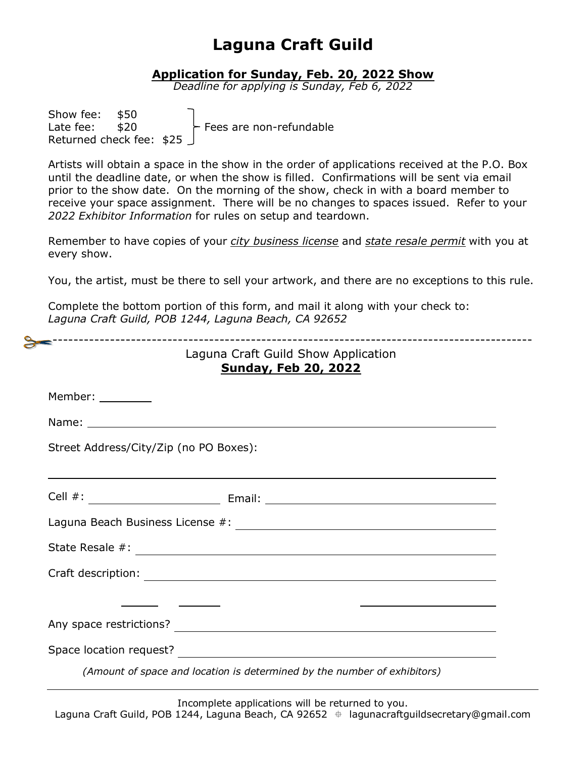# Laguna Craft Guild

**Application for Sunday, Feb. 20, 2022 Show**

*Deadline for applying is Sunday, Feb 6, 2022*

Show fee: $50
Late fee: $20
Returned check fee: $25

— Fees are non-refundable

Artists will obtain a space in the show in the order of applications received at the P.O. Box until the deadline date, or when the show is filled. Confirmations will be sent via email prior to the show date. On the morning of the show, check in with a board member to receive your space assignment. There will be no changes to spaces issued. Refer to your *2022 Exhibitor Information* for rules on setup and teardown.

Remember to have copies of your *city business license* and *state resale permit* with you at every show.

You, the artist, must be there to sell your artwork, and there are no exceptions to this rule.

Complete the bottom portion of this form, and mail it along with your check to:
*Laguna Craft Guild, POB 1244, Laguna Beach, CA 92652*

---

Laguna Craft Guild Show Application

**Sunday, Feb 20, 2022**

Member: ________

Name: ____________________________________________

Street Address/City/Zip (no PO Boxes):

____________________________________________

Cell #: ____________________ Email: ____________________

Laguna Beach Business License #: ____________________

State Resale #: ____________________

Craft description: ____________________

______ ______ ____________________

Any space restrictions? ____________________

Space location request? ____________________

*(Amount of space and location is determined by the number of exhibitors)*

---

Incomplete applications will be returned to you.

Laguna Craft Guild, POB 1244, Laguna Beach, CA 92652 ⌖ lagunacraftguildsecretary@gmail.com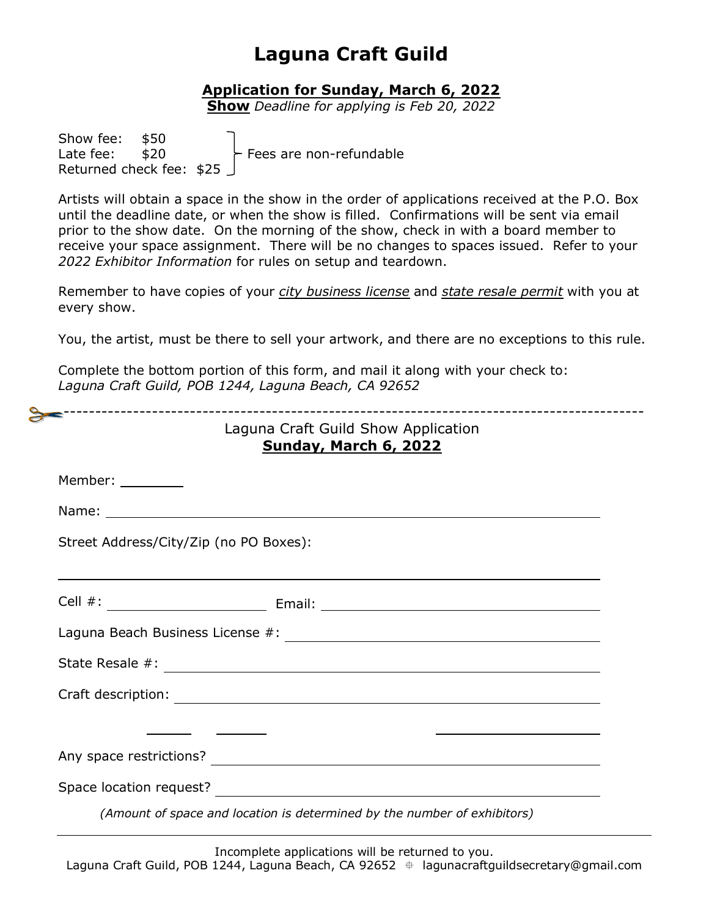# Laguna Craft Guild

## Application for Sunday, March 6, 2022

**Show** *Deadline for applying is Feb 20, 2022*

Show fee: $50
Late fee: $20
Returned check fee: $25

} Fees are non-refundable

Artists will obtain a space in the show in the order of applications received at the P.O. Box until the deadline date, or when the show is filled. Confirmations will be sent via email prior to the show date. On the morning of the show, check in with a board member to receive your space assignment. There will be no changes to spaces issued. Refer to your *2022 Exhibitor Information* for rules on setup and teardown.

Remember to have copies of your *city business license* and *state resale permit* with you at every show.

You, the artist, must be there to sell your artwork, and there are no exceptions to this rule.

Complete the bottom portion of this form, and mail it along with your check to:
*Laguna Craft Guild, POB 1244, Laguna Beach, CA 92652*

---

Laguna Craft Guild Show Application
**Sunday, March 6, 2022**

Member: ________

Name: ____________________________________________

Street Address/City/Zip (no PO Boxes):

____________________________________________

Cell #: ____________________ Email: ____________________________

Laguna Beach Business License #: ______________________________

State Resale #: ____________________________________________

Craft description: __________________________________________

______ ______ ____________________

Any space restrictions? ______________________________________

Space location request? ______________________________________

*(Amount of space and location is determined by the number of exhibitors)*

---

Incomplete applications will be returned to you.
Laguna Craft Guild, POB 1244, Laguna Beach, CA 92652 ⌖ lagunacraftguildsecretary@gmail.com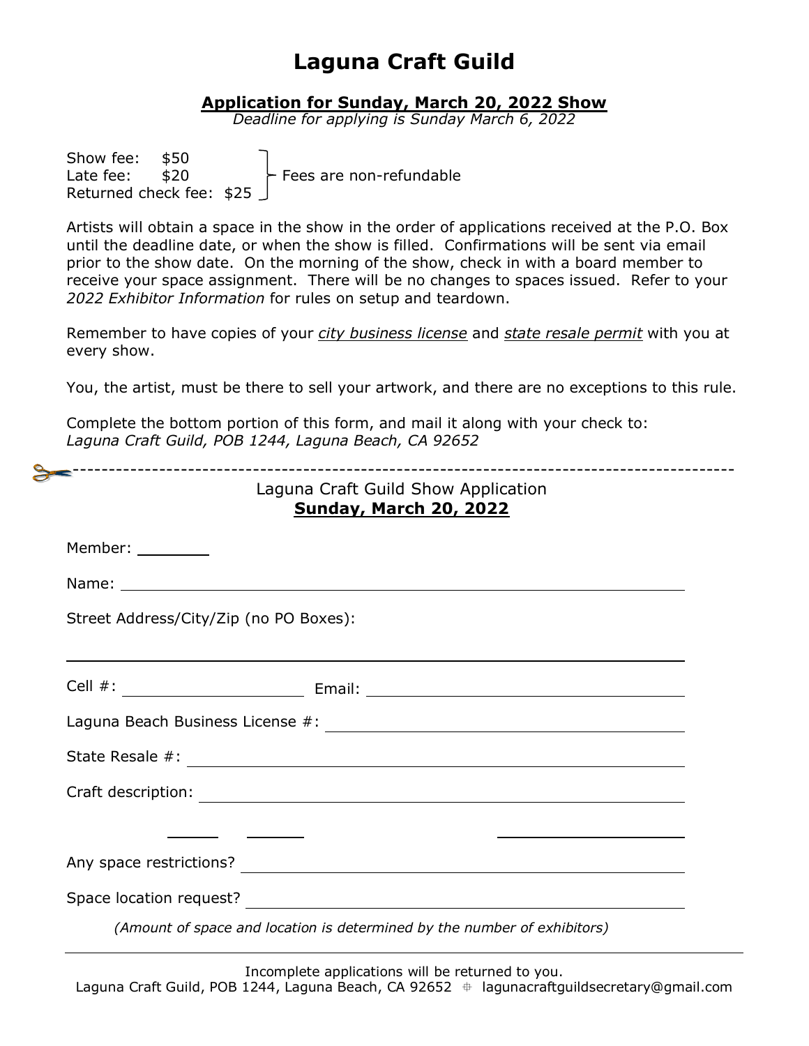// Laguna Craft Guild

# Laguna Craft Guild

## Application for Sunday, March 20, 2022 Show

*Deadline for applying is Sunday March 6, 2022*

Show fee: $50
Late fee: $20
Returned check fee: $25

Fees are non-refundable

Artists will obtain a space in the show in the order of applications received at the P.O. Box until the deadline date, or when the show is filled. Confirmations will be sent via email prior to the show date. On the morning of the show, check in with a board member to receive your space assignment. There will be no changes to spaces issued. Refer to your *2022 Exhibitor Information* for rules on setup and teardown.

Remember to have copies of your *city business license* and *state resale permit* with you at every show.

You, the artist, must be there to sell your artwork, and there are no exceptions to this rule.

Complete the bottom portion of this form, and mail it along with your check to:
*Laguna Craft Guild, POB 1244, Laguna Beach, CA 92652*

---

Laguna Craft Guild Show Application

**Sunday, March 20, 2022**

Member: ________

Name: ____________________________________________

Street Address/City/Zip (no PO Boxes):

____________________________________________

Cell #: ____________________ Email: ____________________

Laguna Beach Business License #: ____________________

State Resale #: ____________________

Craft description: ____________________

______ ______ ____________________

Any space restrictions? ____________________

Space location request? ____________________

*(Amount of space and location is determined by the number of exhibitors)*

---

Incomplete applications will be returned to you.

Laguna Craft Guild, POB 1244, Laguna Beach, CA 92652 ⌖ lagunacraftguildsecretary@gmail.com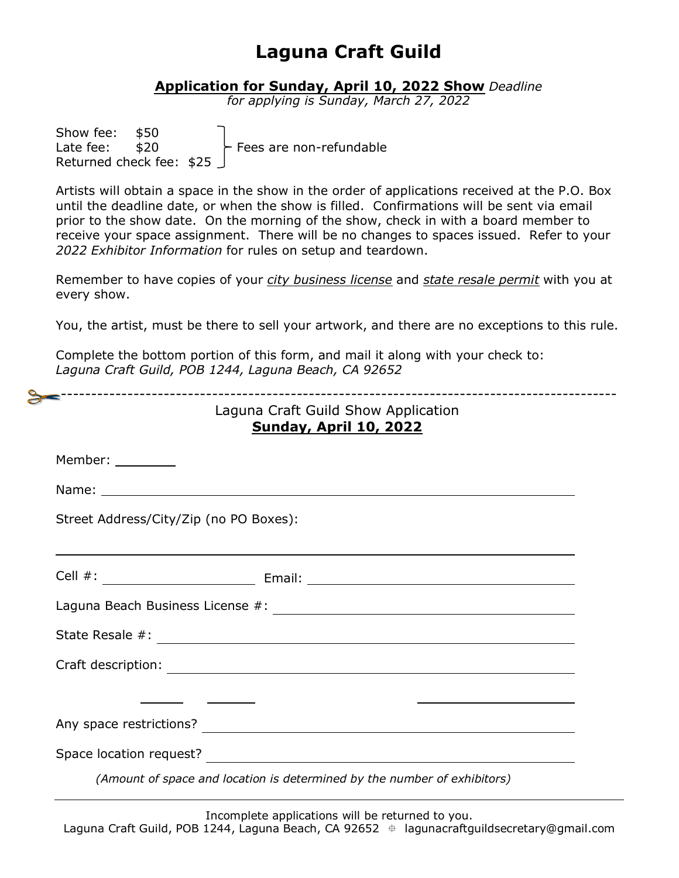# Laguna Craft Guild

**Application for Sunday, April 10, 2022 Show** *Deadline for applying is Sunday, March 27, 2022*

Show fee: $50
Late fee: $20
Returned check fee: $25

Fees are non-refundable

Artists will obtain a space in the show in the order of applications received at the P.O. Box until the deadline date, or when the show is filled. Confirmations will be sent via email prior to the show date. On the morning of the show, check in with a board member to receive your space assignment. There will be no changes to spaces issued. Refer to your *2022 Exhibitor Information* for rules on setup and teardown.

Remember to have copies of your *city business license* and *state resale permit* with you at every show.

You, the artist, must be there to sell your artwork, and there are no exceptions to this rule.

Complete the bottom portion of this form, and mail it along with your check to:
*Laguna Craft Guild, POB 1244, Laguna Beach, CA 92652*

---

Laguna Craft Guild Show Application
**Sunday, April 10, 2022**

Member: ________

Name: ____________________________________________

Street Address/City/Zip (no PO Boxes):

____________________________________________

Cell #: ____________________ Email: ____________________

Laguna Beach Business License #: ____________________

State Resale #: ____________________

Craft description: ____________________

______ ______ ____________________

Any space restrictions? ____________________

Space location request? ____________________

*(Amount of space and location is determined by the number of exhibitors)*

---

Incomplete applications will be returned to you.
Laguna Craft Guild, POB 1244, Laguna Beach, CA 92652 ⌖ lagunacraftguildsecretary@gmail.com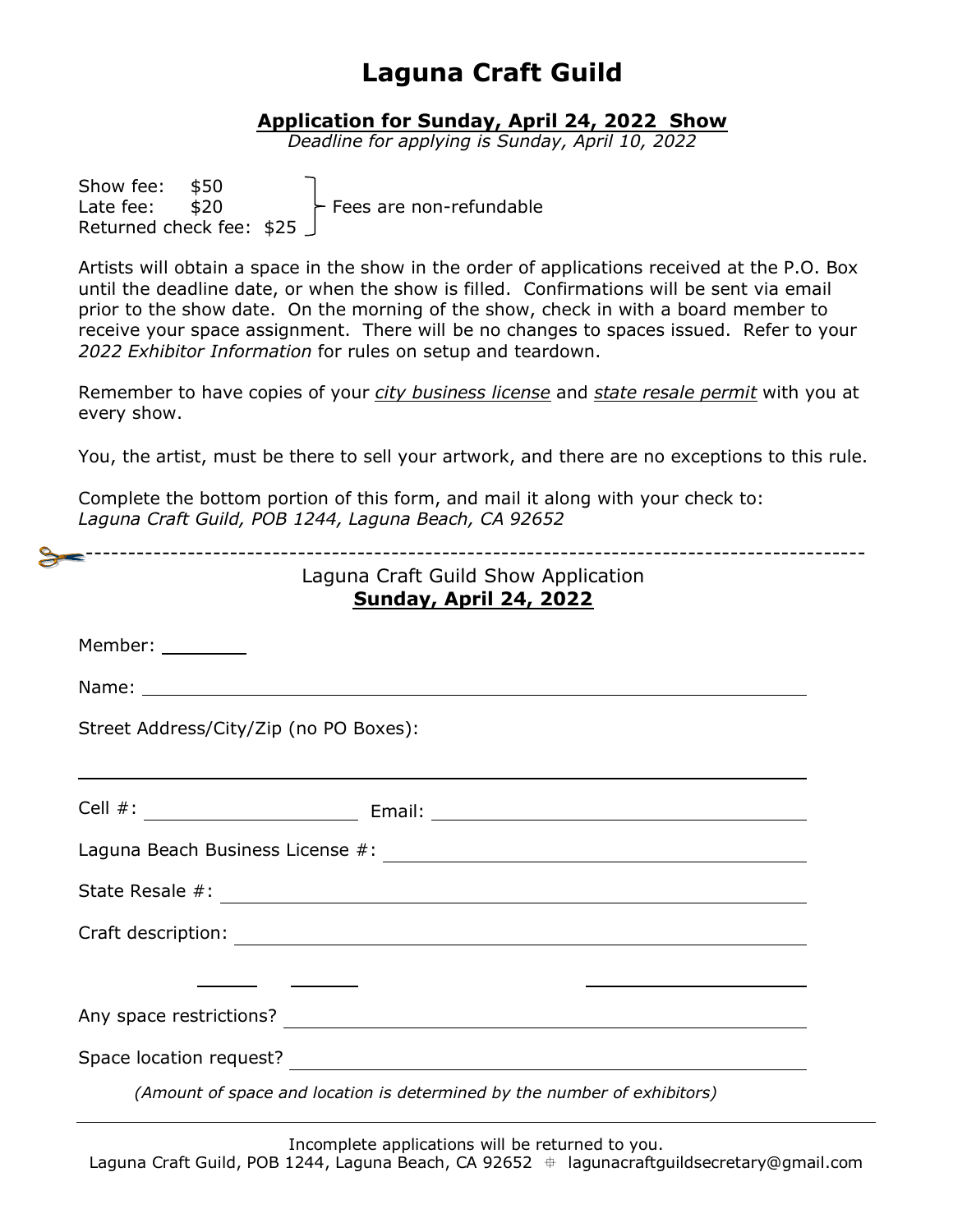# Laguna Craft Guild

## Application for Sunday, April 24, 2022 Show

*Deadline for applying is Sunday, April 10, 2022*

Show fee: $50
Late fee: $20
Returned check fee: $25

Fees are non-refundable

Artists will obtain a space in the show in the order of applications received at the P.O. Box until the deadline date, or when the show is filled. Confirmations will be sent via email prior to the show date. On the morning of the show, check in with a board member to receive your space assignment. There will be no changes to spaces issued. Refer to your *2022 Exhibitor Information* for rules on setup and teardown.

Remember to have copies of your *city business license* and *state resale permit* with you at every show.

You, the artist, must be there to sell your artwork, and there are no exceptions to this rule.

Complete the bottom portion of this form, and mail it along with your check to:
*Laguna Craft Guild, POB 1244, Laguna Beach, CA 92652*

---

Laguna Craft Guild Show Application
**Sunday, April 24, 2022**

Member: ________

Name: ____________________________________________

Street Address/City/Zip (no PO Boxes):

____________________________________________

Cell #: ____________________ Email: ____________________

Laguna Beach Business License #: ____________________

State Resale #: ____________________

Craft description: ____________________

______ ______ ____________________

Any space restrictions? ____________________

Space location request? ____________________

*(Amount of space and location is determined by the number of exhibitors)*

---

Incomplete applications will be returned to you.
Laguna Craft Guild, POB 1244, Laguna Beach, CA 92652 ⌖ lagunacraftguildsecretary@gmail.com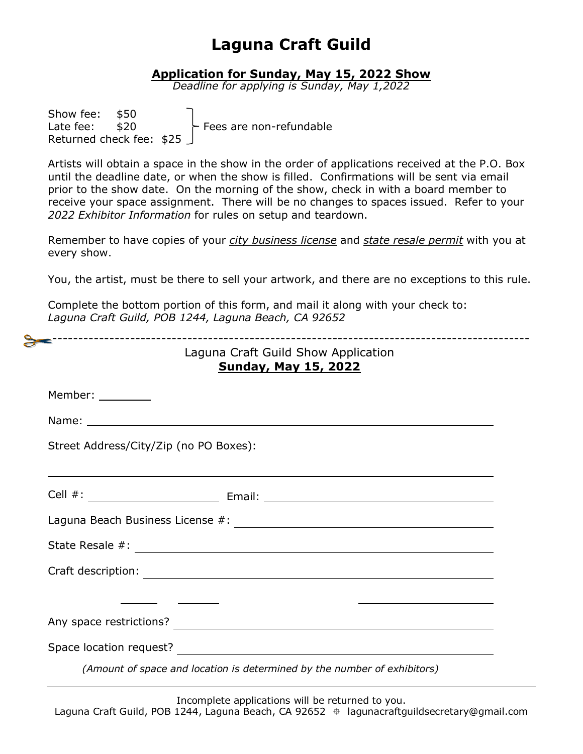# Laguna Craft Guild

## Application for Sunday, May 15, 2022 Show

*Deadline for applying is Sunday, May 1,2022*

Show fee: $50
Late fee: $20
Returned check fee: $25

Fees are non-refundable

Artists will obtain a space in the show in the order of applications received at the P.O. Box until the deadline date, or when the show is filled. Confirmations will be sent via email prior to the show date. On the morning of the show, check in with a board member to receive your space assignment. There will be no changes to spaces issued. Refer to your *2022 Exhibitor Information* for rules on setup and teardown.

Remember to have copies of your *city business license* and *state resale permit* with you at every show.

You, the artist, must be there to sell your artwork, and there are no exceptions to this rule.

Complete the bottom portion of this form, and mail it along with your check to:
*Laguna Craft Guild, POB 1244, Laguna Beach, CA 92652*

---

Laguna Craft Guild Show Application
**Sunday, May 15, 2022**

Member: ________

Name: ______________________________________________

Street Address/City/Zip (no PO Boxes):

______________________________________________

Cell #: ____________________ Email: ______________________________

Laguna Beach Business License #: ______________________________

State Resale #: ______________________________

Craft description: ______________________________

______ ______ ____________________

Any space restrictions? ______________________________

Space location request? ______________________________

*(Amount of space and location is determined by the number of exhibitors)*

---

Incomplete applications will be returned to you.
Laguna Craft Guild, POB 1244, Laguna Beach, CA 92652 ⌖ lagunacraftguildsecretary@gmail.com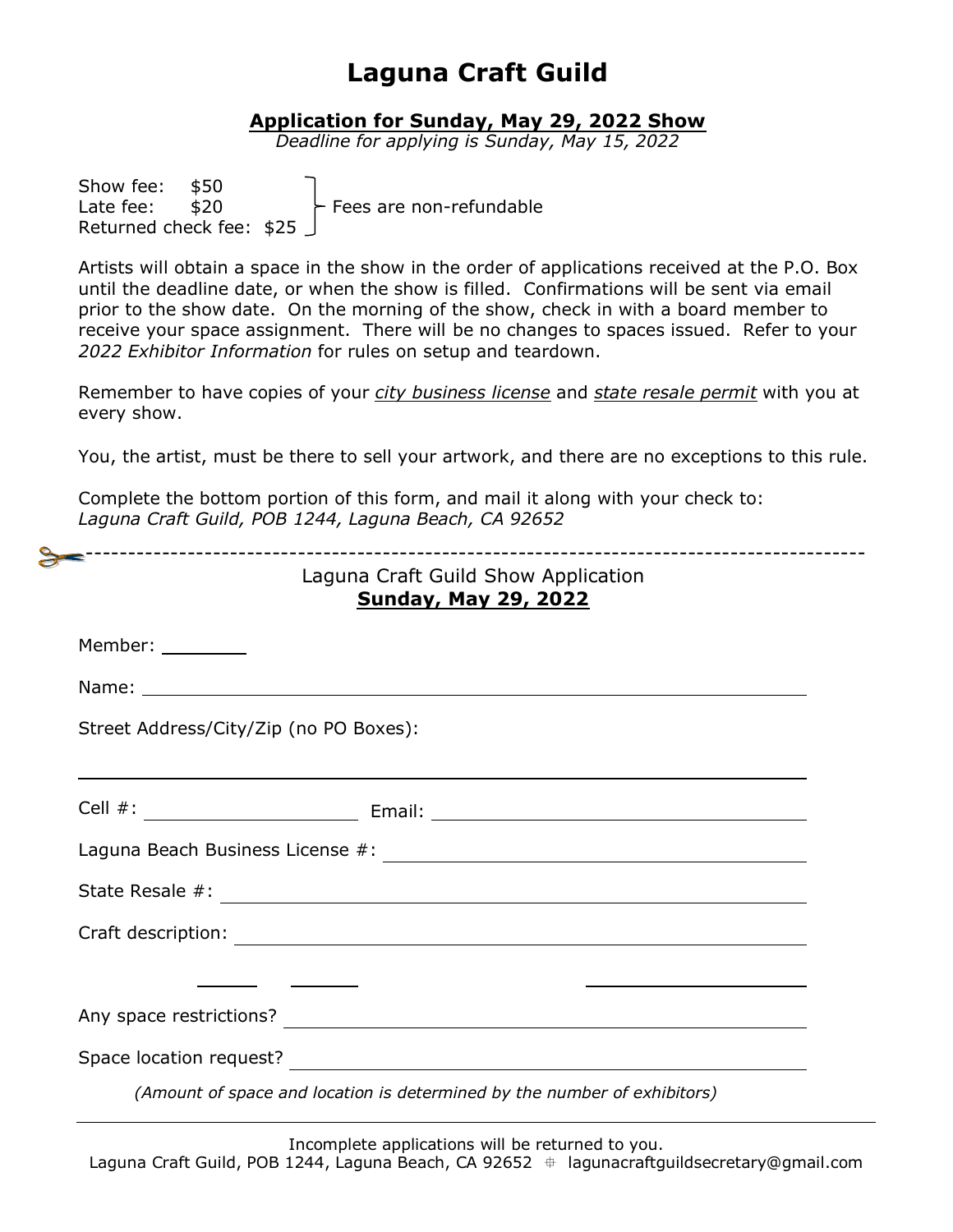# Laguna Craft Guild

## Application for Sunday, May 29, 2022 Show

*Deadline for applying is Sunday, May 15, 2022*

Show fee: $50
Late fee: $20
Returned check fee: $25

Fees are non-refundable

Artists will obtain a space in the show in the order of applications received at the P.O. Box until the deadline date, or when the show is filled. Confirmations will be sent via email prior to the show date. On the morning of the show, check in with a board member to receive your space assignment. There will be no changes to spaces issued. Refer to your *2022 Exhibitor Information* for rules on setup and teardown.

Remember to have copies of your *city business license* and *state resale permit* with you at every show.

You, the artist, must be there to sell your artwork, and there are no exceptions to this rule.

Complete the bottom portion of this form, and mail it along with your check to:
*Laguna Craft Guild, POB 1244, Laguna Beach, CA 92652*

---

Laguna Craft Guild Show Application
**Sunday, May 29, 2022**

Member: ________

Name: ____________________________________________

Street Address/City/Zip (no PO Boxes):

____________________________________________

Cell #: ____________________ Email: ____________________

Laguna Beach Business License #: ____________________

State Resale #: ____________________

Craft description: ____________________

______ ______ ____________________

Any space restrictions? ____________________

Space location request? ____________________

*(Amount of space and location is determined by the number of exhibitors)*

---

Incomplete applications will be returned to you.
Laguna Craft Guild, POB 1244, Laguna Beach, CA 92652 ⌖ lagunacraftguildsecretary@gmail.com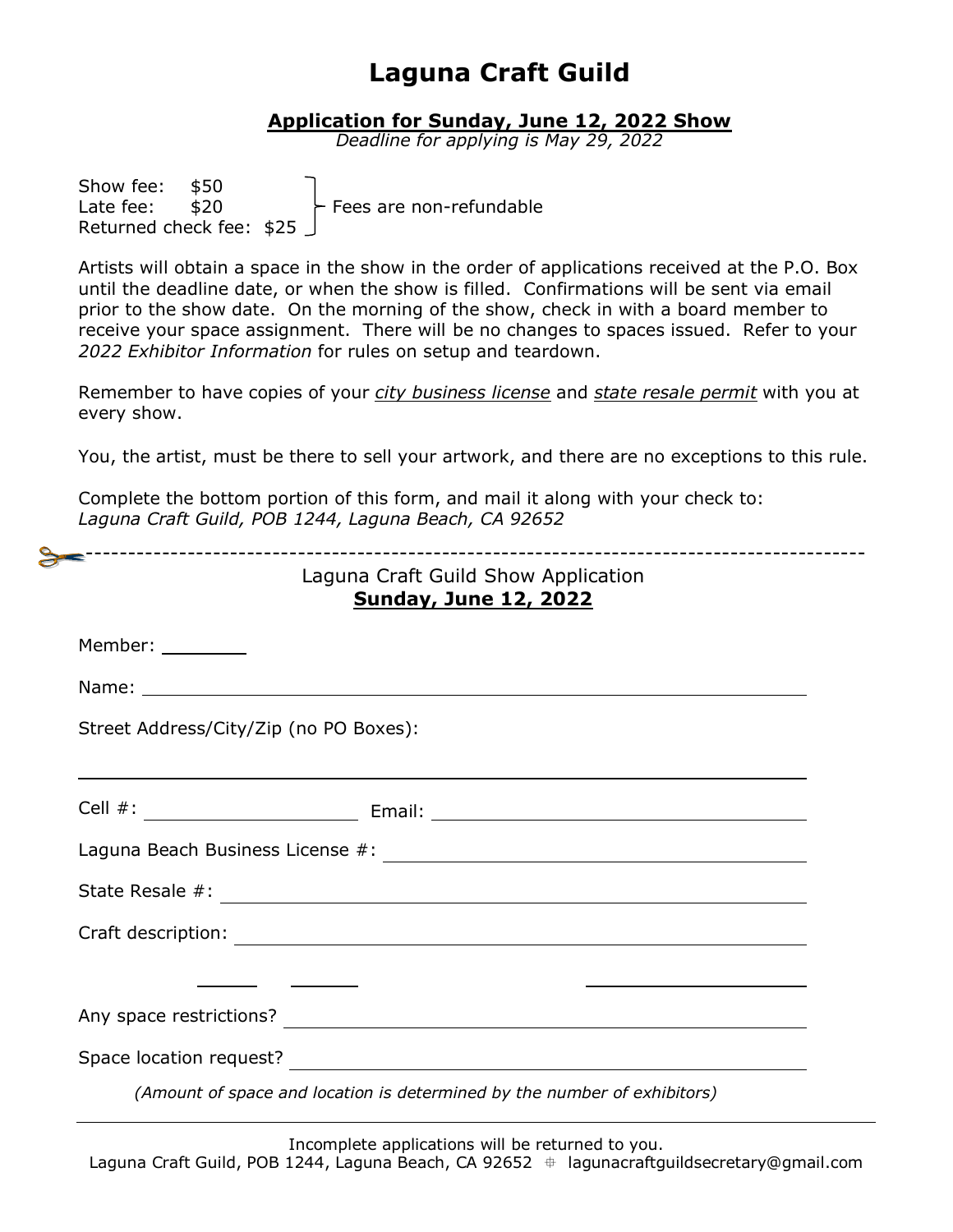# Laguna Craft Guild

**Application for Sunday, June 12, 2022 Show**

*Deadline for applying is May 29, 2022*

Show fee: $50
Late fee: $20
Returned check fee: $25

— Fees are non-refundable

Artists will obtain a space in the show in the order of applications received at the P.O. Box until the deadline date, or when the show is filled. Confirmations will be sent via email prior to the show date. On the morning of the show, check in with a board member to receive your space assignment. There will be no changes to spaces issued. Refer to your *2022 Exhibitor Information* for rules on setup and teardown.

Remember to have copies of your *city business license* and *state resale permit* with you at every show.

You, the artist, must be there to sell your artwork, and there are no exceptions to this rule.

Complete the bottom portion of this form, and mail it along with your check to:
*Laguna Craft Guild, POB 1244, Laguna Beach, CA 92652*

---

Laguna Craft Guild Show Application

**Sunday, June 12, 2022**

Member: ________

Name: ______________________________________________

Street Address/City/Zip (no PO Boxes):

______________________________________________

Cell #: ____________________ Email: ______________________________

Laguna Beach Business License #: ______________________________

State Resale #: ______________________________

Craft description: ______________________________

______ ______ ____________________

Any space restrictions? ______________________________

Space location request? ______________________________

*(Amount of space and location is determined by the number of exhibitors)*

---

Incomplete applications will be returned to you.

Laguna Craft Guild, POB 1244, Laguna Beach, CA 92652 ⌖ lagunacraftguildsecretary@gmail.com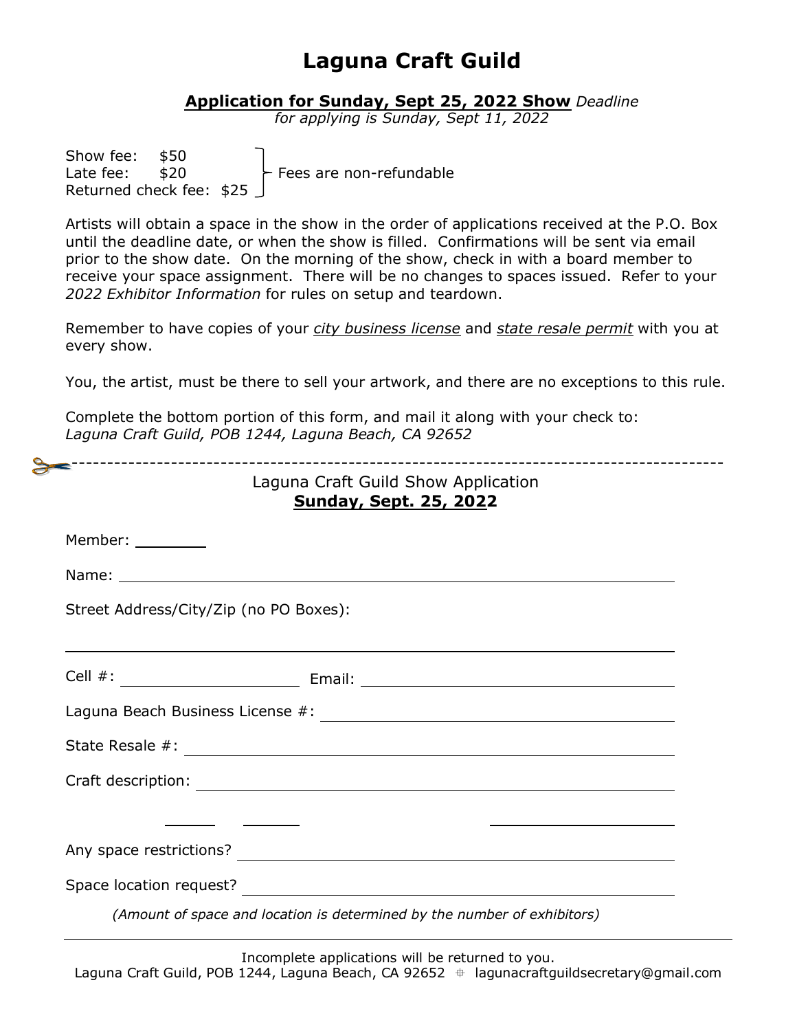# Laguna Craft Guild

**Application for Sunday, Sept 25, 2022 Show** *Deadline for applying is Sunday, Sept 11, 2022*

Show fee: $50
Late fee: $20
Returned check fee: $25

} Fees are non-refundable

Artists will obtain a space in the show in the order of applications received at the P.O. Box until the deadline date, or when the show is filled. Confirmations will be sent via email prior to the show date. On the morning of the show, check in with a board member to receive your space assignment. There will be no changes to spaces issued. Refer to your *2022 Exhibitor Information* for rules on setup and teardown.

Remember to have copies of your *city business license* and *state resale permit* with you at every show.

You, the artist, must be there to sell your artwork, and there are no exceptions to this rule.

Complete the bottom portion of this form, and mail it along with your check to:
*Laguna Craft Guild, POB 1244, Laguna Beach, CA 92652*

---

Laguna Craft Guild Show Application
**Sunday, Sept. 25, 2022**

Member: ________

Name: ____________________________________________

Street Address/City/Zip (no PO Boxes):

____________________________________________

Cell #: ____________________ Email: ______________________________

Laguna Beach Business License #: ______________________________

State Resale #: ____________________________________________

Craft description: ____________________________________________

______ ______ ____________________

Any space restrictions? ______________________________________

Space location request? ______________________________________

*(Amount of space and location is determined by the number of exhibitors)*

---

Incomplete applications will be returned to you.
Laguna Craft Guild, POB 1244, Laguna Beach, CA 92652 ⌖ lagunacraftguildsecretary@gmail.com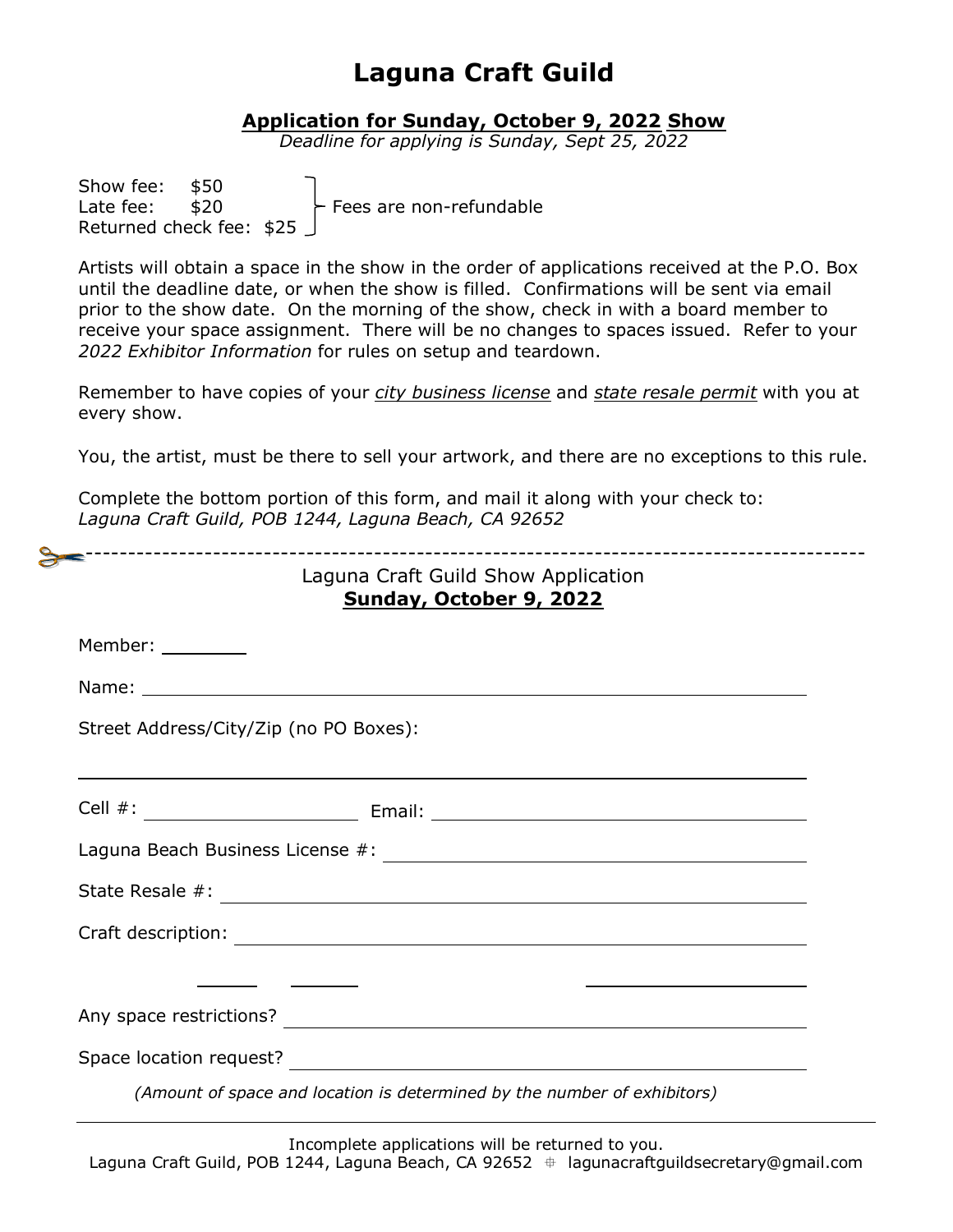# Laguna Craft Guild

## Application for Sunday, October 9, 2022 Show

*Deadline for applying is Sunday, Sept 25, 2022*

Show fee: $50
Late fee: $20
Returned check fee: $25

} Fees are non-refundable

Artists will obtain a space in the show in the order of applications received at the P.O. Box until the deadline date, or when the show is filled. Confirmations will be sent via email prior to the show date. On the morning of the show, check in with a board member to receive your space assignment. There will be no changes to spaces issued. Refer to your *2022 Exhibitor Information* for rules on setup and teardown.

Remember to have copies of your *city business license* and *state resale permit* with you at every show.

You, the artist, must be there to sell your artwork, and there are no exceptions to this rule.

Complete the bottom portion of this form, and mail it along with your check to:
*Laguna Craft Guild, POB 1244, Laguna Beach, CA 92652*

---

Laguna Craft Guild Show Application
**Sunday, October 9, 2022**

Member: ________

Name: ______________________________________________

Street Address/City/Zip (no PO Boxes):

______________________________________________

Cell #: ____________________ Email: ______________________________

Laguna Beach Business License #: ______________________________

State Resale #: ______________________________________________

Craft description: ______________________________________________

______ ______ ____________________

Any space restrictions? ______________________________________________

Space location request? ______________________________________________

*(Amount of space and location is determined by the number of exhibitors)*

---

Incomplete applications will be returned to you.
Laguna Craft Guild, POB 1244, Laguna Beach, CA 92652 ⌖ lagunacraftguildsecretary@gmail.com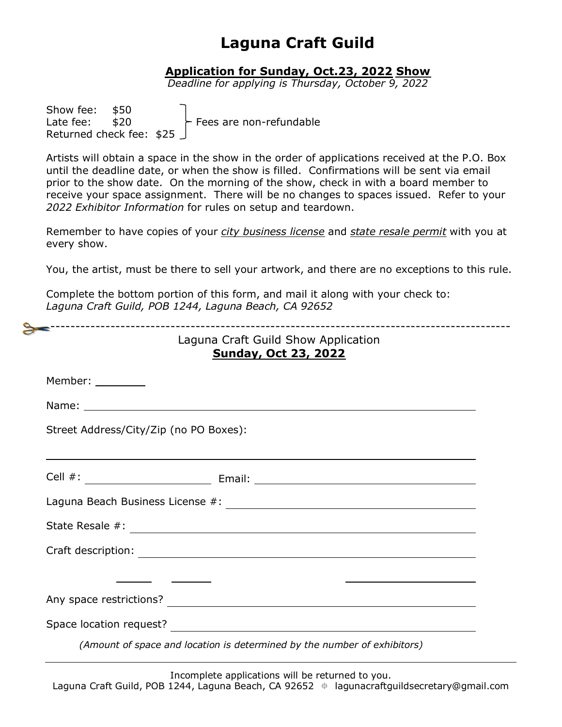# Laguna Craft Guild

**Application for Sunday, Oct.23, 2022 Show**

*Deadline for applying is Thursday, October 9, 2022*

Show fee: $50
Late fee: $20
Returned check fee: $25

} Fees are non-refundable

Artists will obtain a space in the show in the order of applications received at the P.O. Box until the deadline date, or when the show is filled. Confirmations will be sent via email prior to the show date. On the morning of the show, check in with a board member to receive your space assignment. There will be no changes to spaces issued. Refer to your *2022 Exhibitor Information* for rules on setup and teardown.

Remember to have copies of your *city business license* and *state resale permit* with you at every show.

You, the artist, must be there to sell your artwork, and there are no exceptions to this rule.

Complete the bottom portion of this form, and mail it along with your check to:
*Laguna Craft Guild, POB 1244, Laguna Beach, CA 92652*

---

Laguna Craft Guild Show Application
**Sunday, Oct 23, 2022**

Member: ________

Name: ______________________________________________

Street Address/City/Zip (no PO Boxes):

______________________________________________

Cell #: ____________________ Email: ______________________________

Laguna Beach Business License #: ______________________________

State Resale #: ______________________________________________

Craft description: ______________________________________________

______ ______ ____________________

Any space restrictions? ______________________________________

Space location request? ______________________________________

*(Amount of space and location is determined by the number of exhibitors)*

---

Incomplete applications will be returned to you.
Laguna Craft Guild, POB 1244, Laguna Beach, CA 92652 ⌖ lagunacraftguildsecretary@gmail.com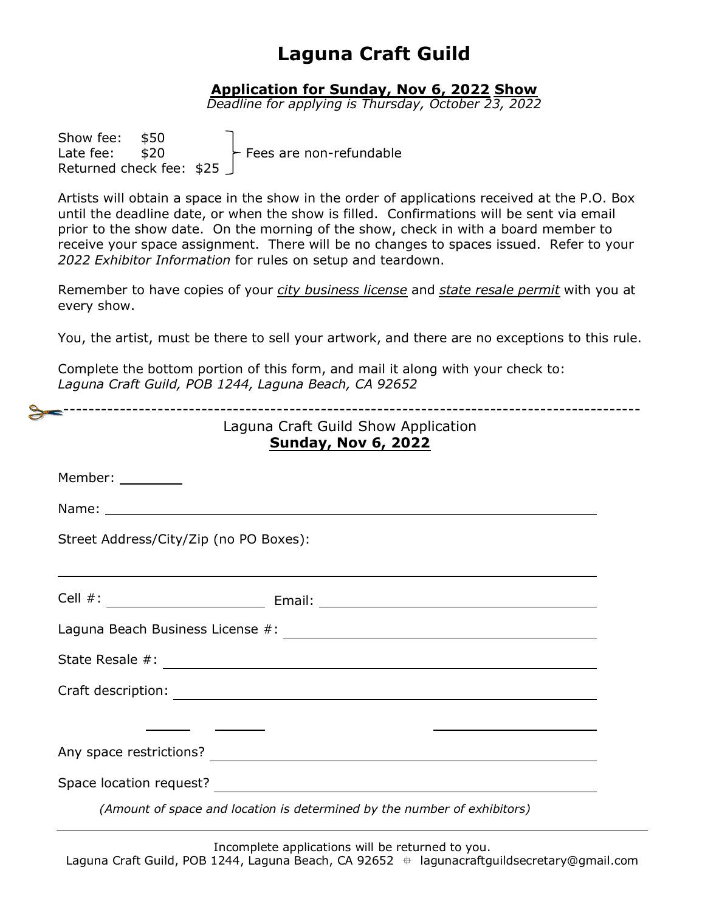# Laguna Craft Guild

**Application for Sunday, Nov 6, 2022 Show**

*Deadline for applying is Thursday, October 23, 2022*

Show fee: $50
Late fee: $20
Returned check fee: $25

Fees are non-refundable

Artists will obtain a space in the show in the order of applications received at the P.O. Box until the deadline date, or when the show is filled. Confirmations will be sent via email prior to the show date. On the morning of the show, check in with a board member to receive your space assignment. There will be no changes to spaces issued. Refer to your *2022 Exhibitor Information* for rules on setup and teardown.

Remember to have copies of your *city business license* and *state resale permit* with you at every show.

You, the artist, must be there to sell your artwork, and there are no exceptions to this rule.

Complete the bottom portion of this form, and mail it along with your check to:
*Laguna Craft Guild, POB 1244, Laguna Beach, CA 92652*

---

Laguna Craft Guild Show Application

**Sunday, Nov 6, 2022**

Member: ________

Name: ____________________________________________

Street Address/City/Zip (no PO Boxes):

____________________________________________

Cell #: ____________________ Email: ____________________

Laguna Beach Business License #: ____________________

State Resale #: ____________________

Craft description: ____________________

______ ______ ____________________

Any space restrictions? ____________________

Space location request? ____________________

*(Amount of space and location is determined by the number of exhibitors)*

---

Incomplete applications will be returned to you.

Laguna Craft Guild, POB 1244, Laguna Beach, CA 92652 ⌖ lagunacraftguildsecretary@gmail.com